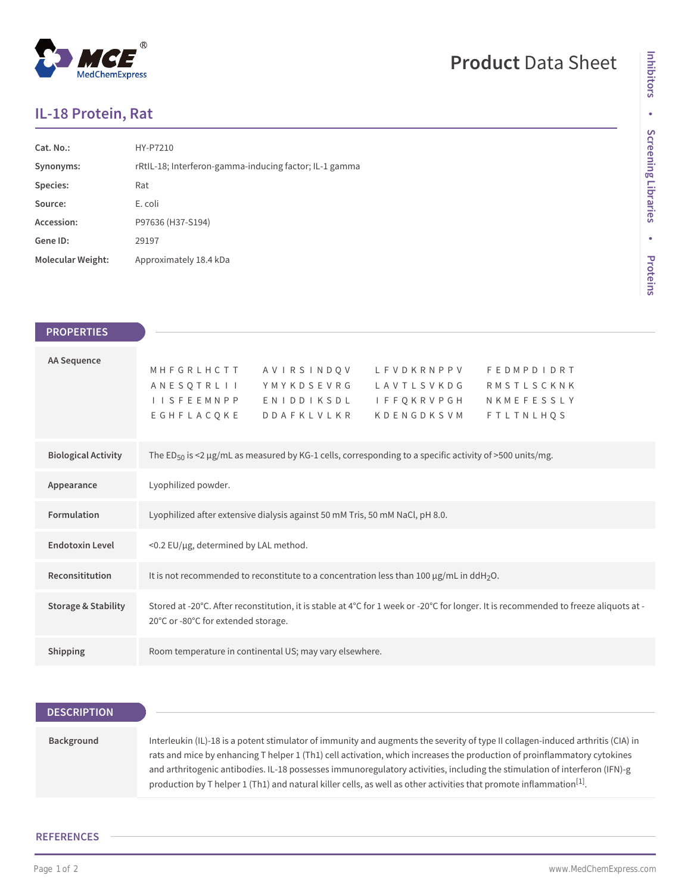# IL-18 Protein, Rat

| | |
|---|---|
| **Cat. No.:** | HY-P7210 |
| **Synonyms:** | rRtIL-18; Interferon-gamma-inducing factor; IL-1 gamma |
| **Species:** | Rat |
| **Source:** | E. coli |
| **Accession:** | P97636 (H37-S194) |
| **Gene ID:** | 29197 |
| **Molecular Weight:** | Approximately 18.4 kDa |

## PROPERTIES

| | |
|---|---|
| **AA Sequence** | M H F G R L H C T T A V I R S I N D Q V L F V D K R N P P V F E D M P D I D R T A N E S Q T R L I I Y M Y K D S E V R G L A V T L S V K D G R M S T L S C K N K I I S F E E M N P P E N I D D I K S D L I F F Q K R V P G H N K M E F E S S L Y E G H F L A C Q K E D D A F K L V L K R K D E N G D K S V M F T L T N L H Q S |
| **Biological Activity** | The $ED_{50}$ is <2 μg/mL as measured by KG-1 cells, corresponding to a specific activity of >500 units/mg. |
| **Appearance** | Lyophilized powder. |
| **Formulation** | Lyophilized after extensive dialysis against 50 mM Tris, 50 mM NaCl, pH 8.0. |
| **Endotoxin Level** | <0.2 EU/μg, determined by LAL method. |
| **Reconsititution** | It is not recommended to reconstitute to a concentration less than 100 μg/mL in $ddH_2O$. |
| **Storage & Stability** | Stored at -20°C. After reconstitution, it is stable at 4°C for 1 week or -20°C for longer. It is recommended to freeze aliquots at -20°C or -80°C for extended storage. |
| **Shipping** | Room temperature in continental US; may vary elsewhere. |

## DESCRIPTION

| | |
|---|---|
| **Background** | Interleukin (IL)-18 is a potent stimulator of immunity and augments the severity of type II collagen-induced arthritis (CIA) in rats and mice by enhancing T helper 1 (Th1) cell activation, which increases the production of proinflammatory cytokines and arthritogenic antibodies. IL-18 possesses immunoregulatory activities, including the stimulation of interferon (IFN)-g production by T helper 1 (Th1) and natural killer cells, as well as other activities that promote inflammation[1]. |

## REFERENCES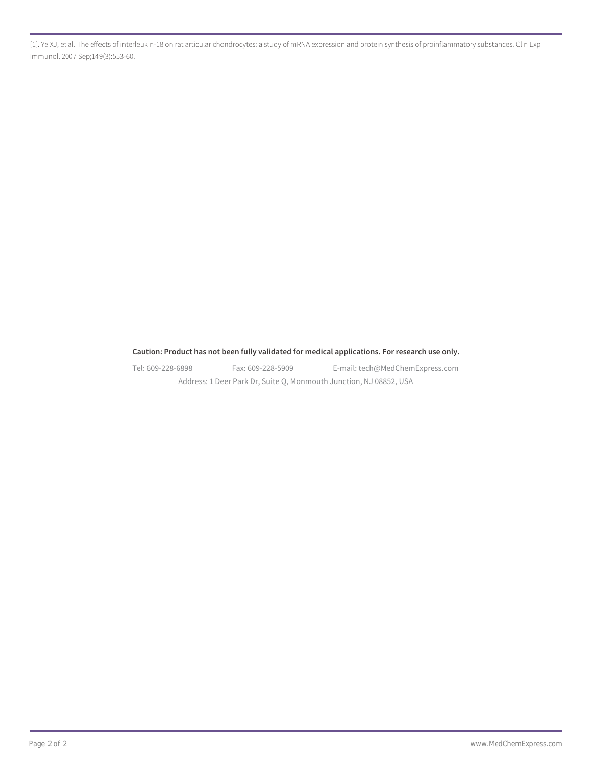[1]. Ye XJ, et al. The effects of interleukin-18 on rat articular chondrocytes: a study of mRNA expression and protein synthesis of proinflammatory substances. Clin Exp Immunol. 2007 Sep;149(3):553-60.

**Caution: Product has not been fully validated for medical applications. For research use only.**

Tel: 609-228-6898 Fax: 609-228-5909 E-mail: tech@MedChemExpress.com

Address: 1 Deer Park Dr, Suite Q, Monmouth Junction, NJ 08852, USA